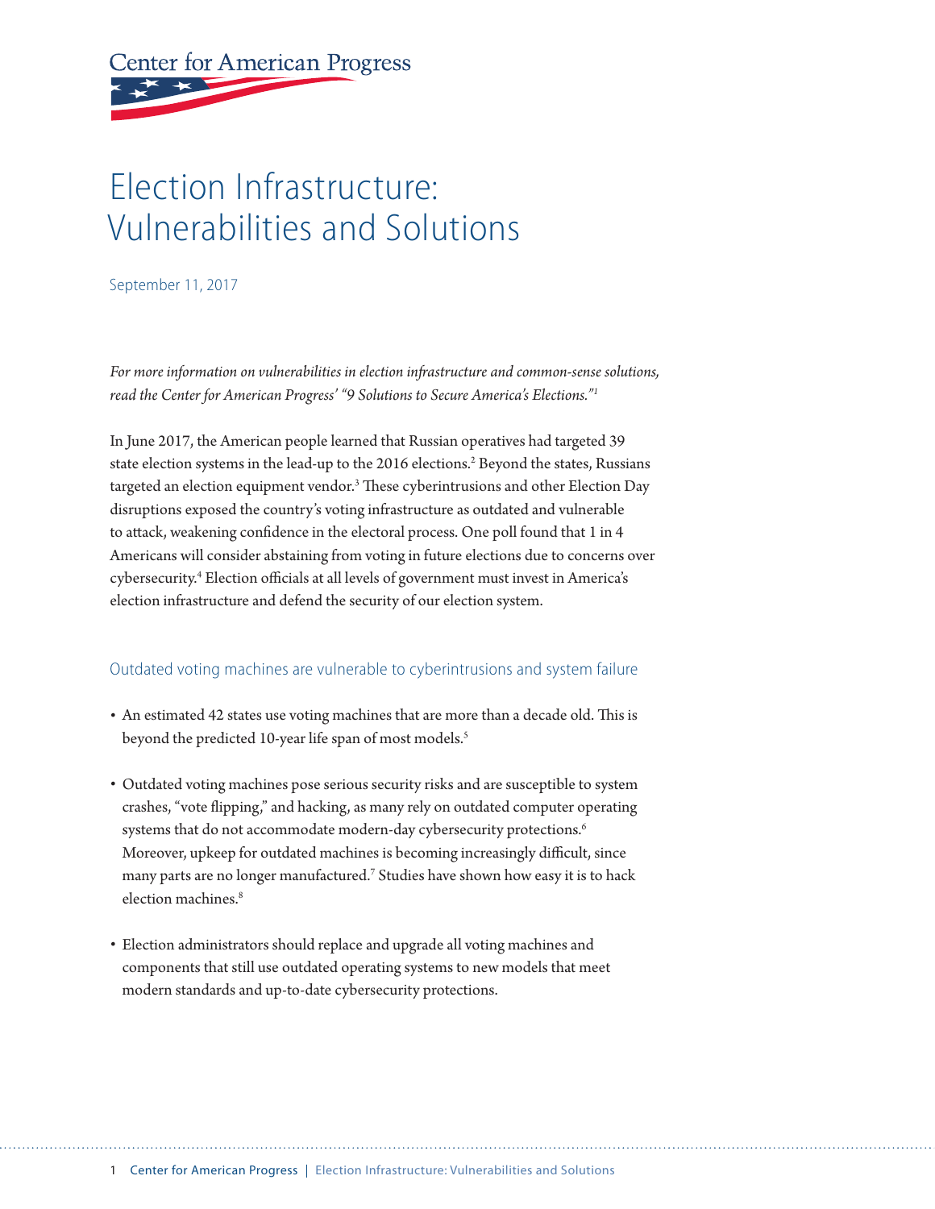Center for American Progress

# Election Infrastructure: Vulnerabilities and Solutions

September 11, 2017

*For more information on vulnerabilities in election infrastructure and common-sense solutions, read the Center for American Progress' "9 Solutions to Secure America's Elections."*[1]

In June 2017, the American people learned that Russian operatives had targeted 39 state election systems in the lead-up to the 2016 elections.[2] Beyond the states, Russians targeted an election equipment vendor.[3] These cyberintrusions and other Election Day disruptions exposed the country's voting infrastructure as outdated and vulnerable to attack, weakening confidence in the electoral process. One poll found that 1 in 4 Americans will consider abstaining from voting in future elections due to concerns over cybersecurity.[4] Election officials at all levels of government must invest in America's election infrastructure and defend the security of our election system.

## Outdated voting machines are vulnerable to cyberintrusions and system failure

- An estimated 42 states use voting machines that are more than a decade old. This is beyond the predicted 10-year life span of most models.[5]
- Outdated voting machines pose serious security risks and are susceptible to system crashes, "vote flipping," and hacking, as many rely on outdated computer operating systems that do not accommodate modern-day cybersecurity protections.[6] Moreover, upkeep for outdated machines is becoming increasingly difficult, since many parts are no longer manufactured.[7] Studies have shown how easy it is to hack election machines.[8]
- Election administrators should replace and upgrade all voting machines and components that still use outdated operating systems to new models that meet modern standards and up-to-date cybersecurity protections.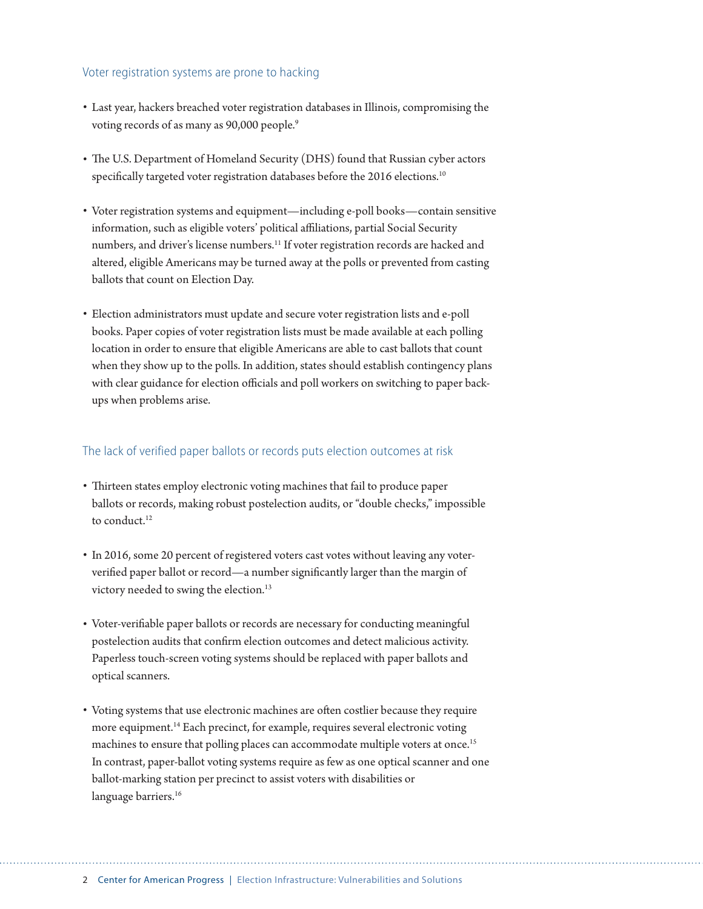### Voter registration systems are prone to hacking

- Last year, hackers breached voter registration databases in Illinois, compromising the voting records of as many as 90,000 people.[9]
- The U.S. Department of Homeland Security (DHS) found that Russian cyber actors specifically targeted voter registration databases before the 2016 elections.[10]
- Voter registration systems and equipment—including e-poll books—contain sensitive information, such as eligible voters' political affiliations, partial Social Security numbers, and driver's license numbers.[11] If voter registration records are hacked and altered, eligible Americans may be turned away at the polls or prevented from casting ballots that count on Election Day.
- Election administrators must update and secure voter registration lists and e-poll books. Paper copies of voter registration lists must be made available at each polling location in order to ensure that eligible Americans are able to cast ballots that count when they show up to the polls. In addition, states should establish contingency plans with clear guidance for election officials and poll workers on switching to paper back-ups when problems arise.

### The lack of verified paper ballots or records puts election outcomes at risk

- Thirteen states employ electronic voting machines that fail to produce paper ballots or records, making robust postelection audits, or "double checks," impossible to conduct.[12]
- In 2016, some 20 percent of registered voters cast votes without leaving any voter-verified paper ballot or record—a number significantly larger than the margin of victory needed to swing the election.[13]
- Voter-verifiable paper ballots or records are necessary for conducting meaningful postelection audits that confirm election outcomes and detect malicious activity. Paperless touch-screen voting systems should be replaced with paper ballots and optical scanners.
- Voting systems that use electronic machines are often costlier because they require more equipment.[14] Each precinct, for example, requires several electronic voting machines to ensure that polling places can accommodate multiple voters at once.[15] In contrast, paper-ballot voting systems require as few as one optical scanner and one ballot-marking station per precinct to assist voters with disabilities or language barriers.[16]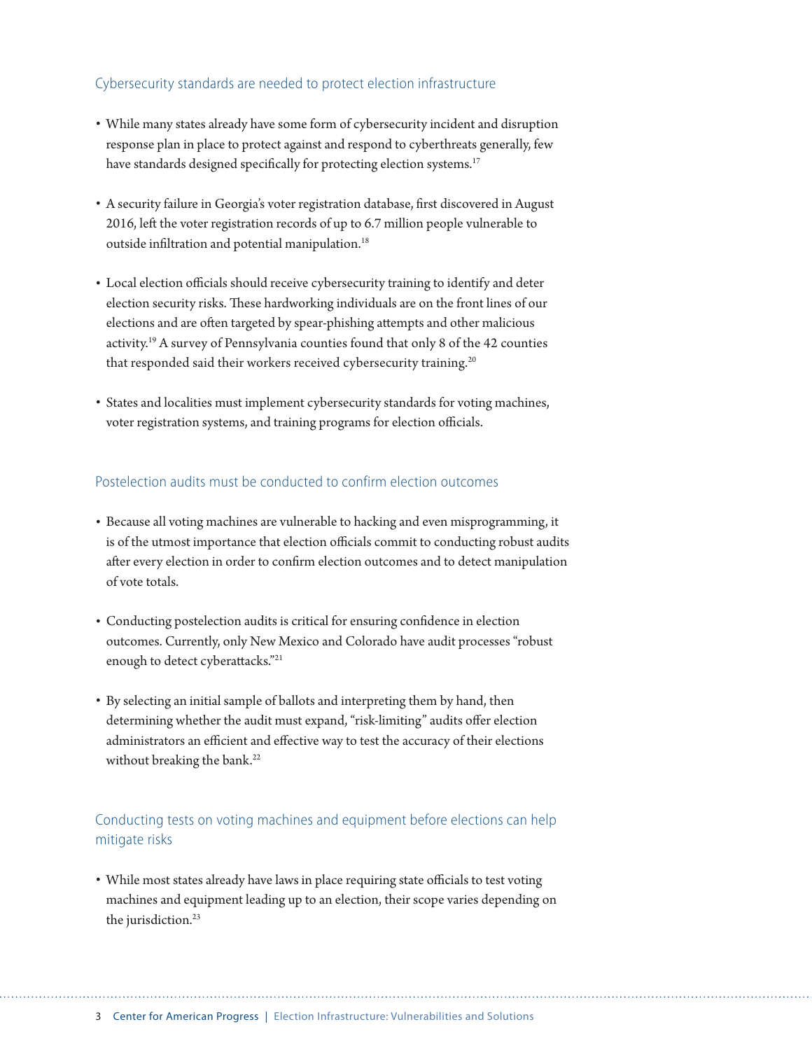## Cybersecurity standards are needed to protect election infrastructure

- While many states already have some form of cybersecurity incident and disruption response plan in place to protect against and respond to cyberthreats generally, few have standards designed specifically for protecting election systems.[17]

- A security failure in Georgia's voter registration database, first discovered in August 2016, left the voter registration records of up to 6.7 million people vulnerable to outside infiltration and potential manipulation.[18]

- Local election officials should receive cybersecurity training to identify and deter election security risks. These hardworking individuals are on the front lines of our elections and are often targeted by spear-phishing attempts and other malicious activity.[19] A survey of Pennsylvania counties found that only 8 of the 42 counties that responded said their workers received cybersecurity training.[20]

- States and localities must implement cybersecurity standards for voting machines, voter registration systems, and training programs for election officials.

## Postelection audits must be conducted to confirm election outcomes

- Because all voting machines are vulnerable to hacking and even misprogramming, it is of the utmost importance that election officials commit to conducting robust audits after every election in order to confirm election outcomes and to detect manipulation of vote totals.

- Conducting postelection audits is critical for ensuring confidence in election outcomes. Currently, only New Mexico and Colorado have audit processes "robust enough to detect cyberattacks."[21]

- By selecting an initial sample of ballots and interpreting them by hand, then determining whether the audit must expand, "risk-limiting" audits offer election administrators an efficient and effective way to test the accuracy of their elections without breaking the bank.[22]

## Conducting tests on voting machines and equipment before elections can help mitigate risks

- While most states already have laws in place requiring state officials to test voting machines and equipment leading up to an election, their scope varies depending on the jurisdiction.[23]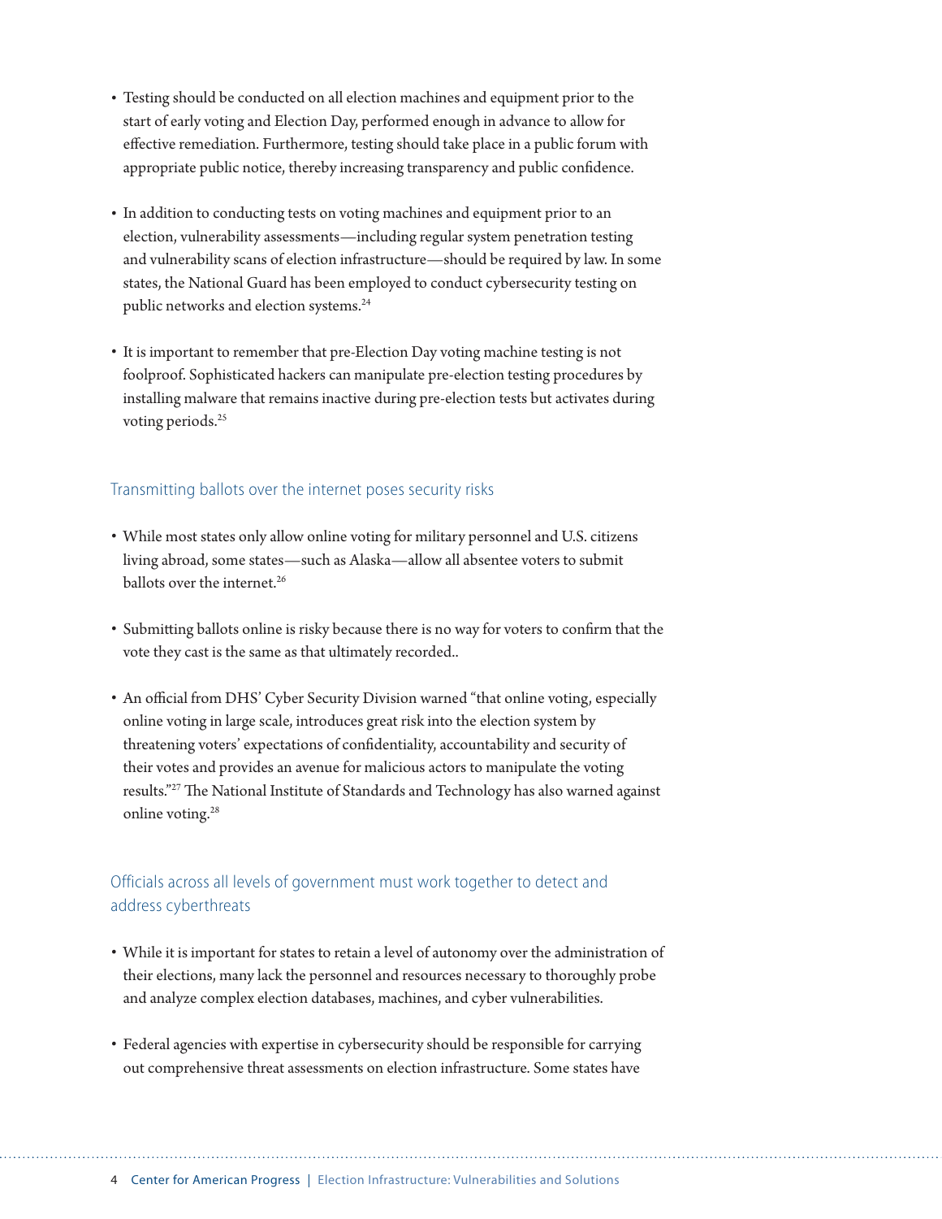- Testing should be conducted on all election machines and equipment prior to the start of early voting and Election Day, performed enough in advance to allow for effective remediation. Furthermore, testing should take place in a public forum with appropriate public notice, thereby increasing transparency and public confidence.

- In addition to conducting tests on voting machines and equipment prior to an election, vulnerability assessments—including regular system penetration testing and vulnerability scans of election infrastructure—should be required by law. In some states, the National Guard has been employed to conduct cybersecurity testing on public networks and election systems.[24]

- It is important to remember that pre-Election Day voting machine testing is not foolproof. Sophisticated hackers can manipulate pre-election testing procedures by installing malware that remains inactive during pre-election tests but activates during voting periods.[25]

## Transmitting ballots over the internet poses security risks

- While most states only allow online voting for military personnel and U.S. citizens living abroad, some states—such as Alaska—allow all absentee voters to submit ballots over the internet.[26]

- Submitting ballots online is risky because there is no way for voters to confirm that the vote they cast is the same as that ultimately recorded..

- An official from DHS' Cyber Security Division warned "that online voting, especially online voting in large scale, introduces great risk into the election system by threatening voters' expectations of confidentiality, accountability and security of their votes and provides an avenue for malicious actors to manipulate the voting results."[27] The National Institute of Standards and Technology has also warned against online voting.[28]

## Officials across all levels of government must work together to detect and address cyberthreats

- While it is important for states to retain a level of autonomy over the administration of their elections, many lack the personnel and resources necessary to thoroughly probe and analyze complex election databases, machines, and cyber vulnerabilities.

- Federal agencies with expertise in cybersecurity should be responsible for carrying out comprehensive threat assessments on election infrastructure. Some states have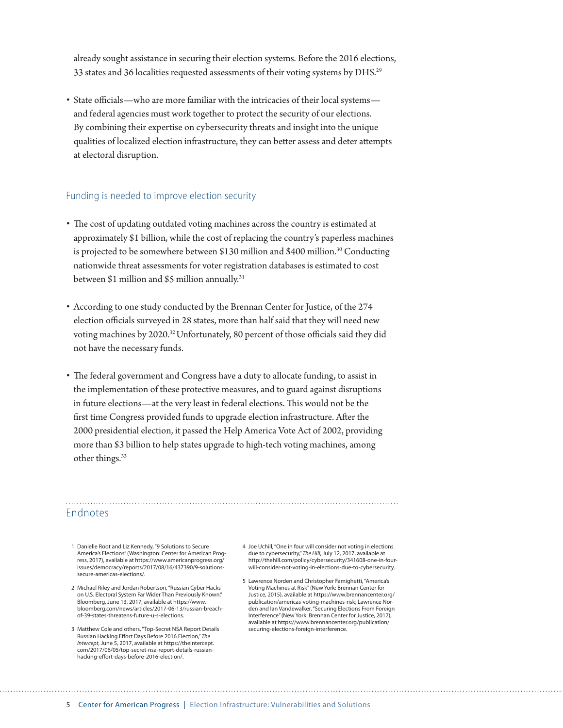already sought assistance in securing their election systems. Before the 2016 elections, 33 states and 36 localities requested assessments of their voting systems by DHS.[29]

- State officials—who are more familiar with the intricacies of their local systems—and federal agencies must work together to protect the security of our elections. By combining their expertise on cybersecurity threats and insight into the unique qualities of localized election infrastructure, they can better assess and deter attempts at electoral disruption.

## Funding is needed to improve election security

- The cost of updating outdated voting machines across the country is estimated at approximately $1 billion, while the cost of replacing the country's paperless machines is projected to be somewhere between $130 million and $400 million.[30] Conducting nationwide threat assessments for voter registration databases is estimated to cost between $1 million and $5 million annually.[31]

- According to one study conducted by the Brennan Center for Justice, of the 274 election officials surveyed in 28 states, more than half said that they will need new voting machines by 2020.[32] Unfortunately, 80 percent of those officials said they did not have the necessary funds.

- The federal government and Congress have a duty to allocate funding, to assist in the implementation of these protective measures, and to guard against disruptions in future elections—at the very least in federal elections. This would not be the first time Congress provided funds to upgrade election infrastructure. After the 2000 presidential election, it passed the Help America Vote Act of 2002, providing more than $3 billion to help states upgrade to high-tech voting machines, among other things.[33]

## Endnotes

1. Danielle Root and Liz Kennedy, "9 Solutions to Secure America's Elections" (Washington: Center for American Progress, 2017), available at https://www.americanprogress.org/issues/democracy/reports/2017/08/16/437390/9-solutions-secure-americas-elections/.

2. Michael Riley and Jordan Robertson, "Russian Cyber Hacks on U.S. Electoral System Far Wider Than Previously Known," Bloomberg, June 13, 2017, available at https://www.bloomberg.com/news/articles/2017-06-13/russian-breach-of-39-states-threatens-future-u-s-elections.

3. Matthew Cole and others, "Top-Secret NSA Report Details Russian Hacking Effort Days Before 2016 Election," *The Intercept*, June 5, 2017, available at https://theintercept.com/2017/06/05/top-secret-nsa-report-details-russian-hacking-effort-days-before-2016-election/.

4. Joe Uchill, "One in four will consider not voting in elections due to cybersecurity," *The Hill*, July 12, 2017, available at http://thehill.com/policy/cybersecurity/341608-one-in-four-will-consider-not-voting-in-elections-due-to-cybersecurity.

5. Lawrence Norden and Christopher Famighetti, "America's Voting Machines at Risk" (New York: Brennan Center for Justice, 2015), available at https://www.brennancenter.org/publication/americas-voting-machines-risk; Lawrence Norden and Ian Vandewalker, "Securing Elections From Foreign Interference" (New York: Brennan Center for Justice, 2017), available at https://www.brennancenter.org/publication/securing-elections-foreign-interference.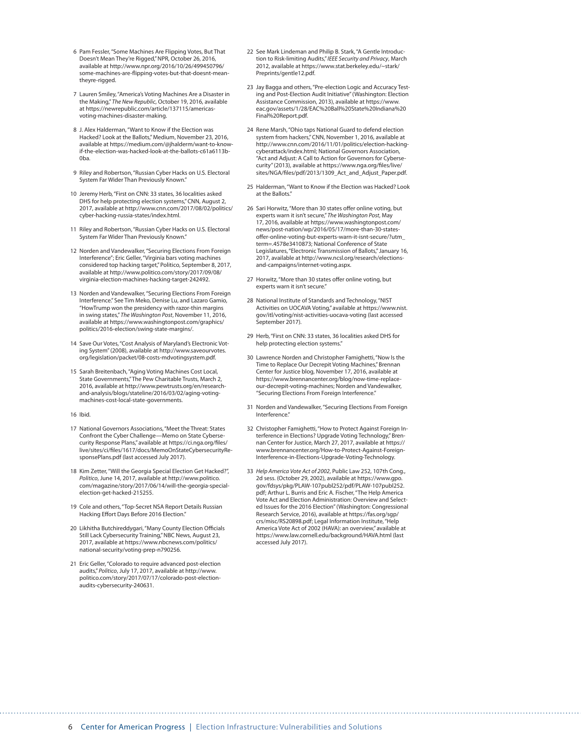6 Pam Fessler, "Some Machines Are Flipping Votes, But That Doesn't Mean They're Rigged," NPR, October 26, 2016, available at http://www.npr.org/2016/10/26/499450796/some-machines-are-flipping-votes-but-that-doesnt-mean-theyre-rigged.

7 Lauren Smiley, "America's Voting Machines Are a Disaster in the Making," *The New Republic*, October 19, 2016, available at https://newrepublic.com/article/137115/americas-voting-machines-disaster-making.

8 J. Alex Halderman, "Want to Know if the Election was Hacked? Look at the Ballots," Medium, November 23, 2016, available at https://medium.com/@jhalderm/want-to-know-if-the-election-was-hacked-look-at-the-ballots-c61a6113b0ba.

9 Riley and Robertson, "Russian Cyber Hacks on U.S. Electoral System Far Wider Than Previously Known."

10 Jeremy Herb, "First on CNN: 33 states, 36 localities asked DHS for help protecting election systems," CNN, August 2, 2017, available at http://www.cnn.com/2017/08/02/politics/cyber-hacking-russia-states/index.html.

11 Riley and Robertson, "Russian Cyber Hacks on U.S. Electoral System Far Wider Than Previously Known."

12 Norden and Vandewalker, "Securing Elections From Foreign Interference"; Eric Geller, "Virginia bars voting machines considered top hacking target," Politico, September 8, 2017, available at http://www.politico.com/story/2017/09/08/virginia-election-machines-hacking-target-242492.

13 Norden and Vandewalker, "Securing Elections From Foreign Interference." See Tim Meko, Denise Lu, and Lazaro Gamio, "HowTrump won the presidency with razor-thin margins in swing states," *The Washington Post*, November 11, 2016, available at https://www.washingtonpost.com/graphics/politics/2016-election/swing-state-margins/.

14 Save Our Votes, "Cost Analysis of Maryland's Electronic Voting System" (2008), available at http://www.saveourvotes.org/legislation/packet/08-costs-mdvotingsystem.pdf.

15 Sarah Breitenbach, "Aging Voting Machines Cost Local, State Governments," The Pew Charitable Trusts, March 2, 2016, available at http://www.pewtrusts.org/en/research-and-analysis/blogs/stateline/2016/03/02/aging-voting-machines-cost-local-state-governments.

16 Ibid.

17 National Governors Associations, "Meet the Threat: States Confront the Cyber Challenge—Memo on State Cybersecurity Response Plans," available at https://ci.nga.org/files/live/sites/ci/files/1617/docs/MemoOnStateCybersecurityResponsePlans.pdf (last accessed July 2017).

18 Kim Zetter, "Will the Georgia Special Election Get Hacked?", *Politico*, June 14, 2017, available at http://www.politico.com/magazine/story/2017/06/14/will-the-georgia-special-election-get-hacked-215255.

19 Cole and others, "Top-Secret NSA Report Details Russian Hacking Effort Days Before 2016 Election."

20 Likhitha Butchireddygari, "Many County Election Officials Still Lack Cybersecurity Training," NBC News, August 23, 2017, available at https://www.nbcnews.com/politics/national-security/voting-prep-n790256.

21 Eric Geller, "Colorado to require advanced post-election audits," *Politico*, July 17, 2017, available at http://www.politico.com/story/2017/07/17/colorado-post-election-audits-cybersecurity-240631.

22 See Mark Lindeman and Philip B. Stark, "A Gentle Introduction to Risk-limiting Audits," *IEEE Security and Privacy*, March 2012, available at https://www.stat.berkeley.edu/~stark/Preprints/gentle12.pdf.

23 Jay Bagga and others, "Pre-election Logic and Accuracy Testing and Post-Election Audit Initiative" (Washington: Election Assistance Commission, 2013), available at https://www.eac.gov/assets/1/28/EAC%20Ball%20State%20Indiana%20Final%20Report.pdf.

24 Rene Marsh, "Ohio taps National Guard to defend election system from hackers," CNN, November 1, 2016, available at http://www.cnn.com/2016/11/01/politics/election-hacking-cyberattack/index.html; National Governors Association, "Act and Adjust: A Call to Action for Governors for Cybersecurity" (2013), available at https://www.nga.org/files/live/sites/NGA/files/pdf/2013/1309_Act_and_Adjust_Paper.pdf.

25 Halderman, "Want to Know if the Election was Hacked? Look at the Ballots."

26 Sari Horwitz, "More than 30 states offer online voting, but experts warn it isn't secure," *The Washington Post*, May 17, 2016, available at https://www.washingtonpost.com/news/post-nation/wp/2016/05/17/more-than-30-states-offer-online-voting-but-experts-warn-it-isnt-secure/?utm_term=.4578e3410873; National Conference of State Legislatures, "Electronic Transmission of Ballots," January 16, 2017, available at http://www.ncsl.org/research/elections-and-campaigns/internet-voting.aspx.

27 Horwitz, "More than 30 states offer online voting, but experts warn it isn't secure."

28 National Institute of Standards and Technology, "NIST Activities on UOCAVA Voting," available at https://www.nist.gov/itl/voting/nist-activities-uocava-voting (last accessed September 2017).

29 Herb, "First on CNN: 33 states, 36 localities asked DHS for help protecting election systems."

30 Lawrence Norden and Christopher Famighetti, "Now Is the Time to Replace Our Decrepit Voting Machines," Brennan Center for Justice blog, November 17, 2016, available at https://www.brennancenter.org/blog/now-time-replace-our-decrepit-voting-machines; Norden and Vandewalker, "Securing Elections From Foreign Interference."

31 Norden and Vandewalker, "Securing Elections From Foreign Interference."

32 Christopher Famighetti, "How to Protect Against Foreign Interference in Elections? Upgrade Voting Technology," Brennan Center for Justice, March 27, 2017, available at https://www.brennancenter.org/How-to-Protect-Against-Foreign-Interference-in-Elections-Upgrade-Voting-Technology.

33 *Help America Vote Act of 2002*, Public Law 252, 107th Cong., 2d sess. (October 29, 2002), available at https://www.gpo.gov/fdsys/pkg/PLAW-107publ252/pdf/PLAW-107publ252.pdf; Arthur L. Burris and Eric A. Fischer, "The Help America Vote Act and Election Administration: Overview and Selected Issues for the 2016 Election" (Washington: Congressional Research Service, 2016), available at https://fas.org/sgp/crs/misc/RS20898.pdf; Legal Information Institute, "Help America Vote Act of 2002 (HAVA): an overview," available at https://www.law.cornell.edu/background/HAVA.html (last accessed July 2017).